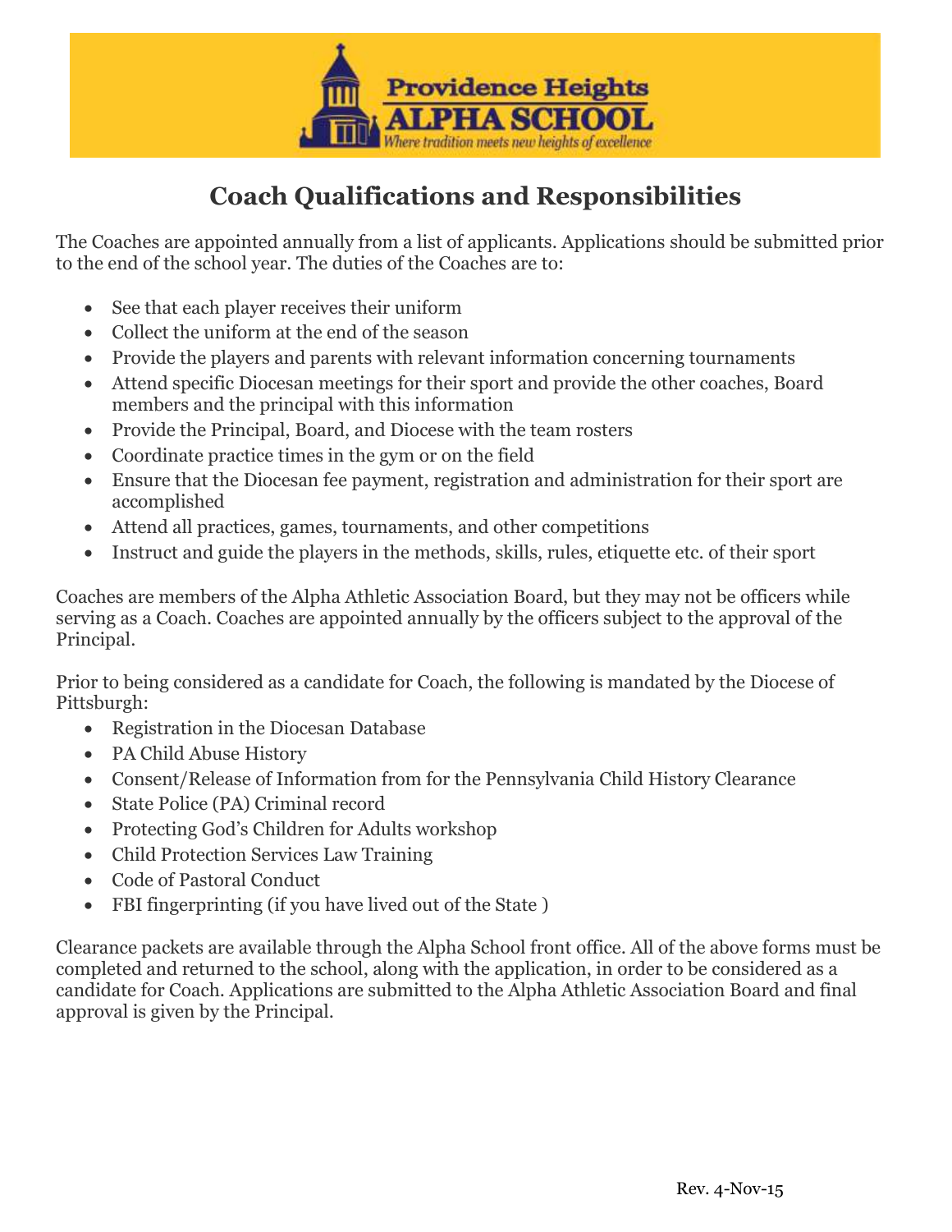Providence Heights
ALPHA SCHOOL
*Where tradition meets new heights of excellence*

# Coach Qualifications and Responsibilities

The Coaches are appointed annually from a list of applicants. Applications should be submitted prior to the end of the school year. The duties of the Coaches are to:

- See that each player receives their uniform
- Collect the uniform at the end of the season
- Provide the players and parents with relevant information concerning tournaments
- Attend specific Diocesan meetings for their sport and provide the other coaches, Board members and the principal with this information
- Provide the Principal, Board, and Diocese with the team rosters
- Coordinate practice times in the gym or on the field
- Ensure that the Diocesan fee payment, registration and administration for their sport are accomplished
- Attend all practices, games, tournaments, and other competitions
- Instruct and guide the players in the methods, skills, rules, etiquette etc. of their sport

Coaches are members of the Alpha Athletic Association Board, but they may not be officers while serving as a Coach. Coaches are appointed annually by the officers subject to the approval of the Principal.

Prior to being considered as a candidate for Coach, the following is mandated by the Diocese of Pittsburgh:

- Registration in the Diocesan Database
- PA Child Abuse History
- Consent/Release of Information from for the Pennsylvania Child History Clearance
- State Police (PA) Criminal record
- Protecting God's Children for Adults workshop
- Child Protection Services Law Training
- Code of Pastoral Conduct
- FBI fingerprinting (if you have lived out of the State )

Clearance packets are available through the Alpha School front office. All of the above forms must be completed and returned to the school, along with the application, in order to be considered as a candidate for Coach. Applications are submitted to the Alpha Athletic Association Board and final approval is given by the Principal.

Rev. 4-Nov-15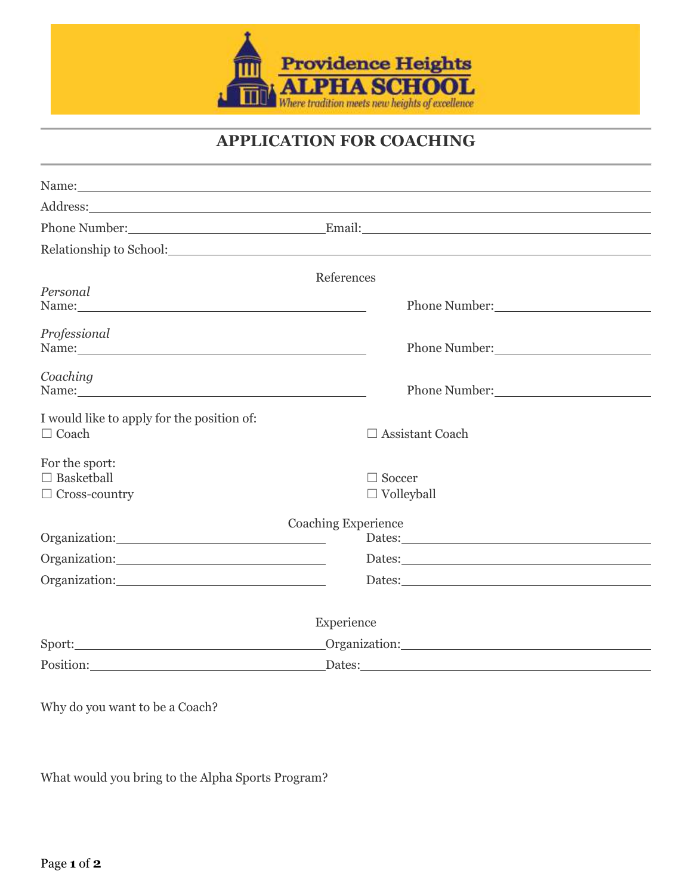Providence Heights
ALPHA SCHOOL
*Where tradition meets new heights of excellence*

# APPLICATION FOR COACHING

Name: ____________________________________________

Address: ____________________________________________

Phone Number: ______________________ Email: ______________________

Relationship to School: ____________________________________________

References

*Personal*
Name: ______________________ Phone Number: ______________________

*Professional*
Name: ______________________ Phone Number: ______________________

*Coaching*
Name: ______________________ Phone Number: ______________________

I would like to apply for the position of:

☐ Coach
☐ Assistant Coach

For the sport:

☐ Basketball
☐ Soccer
☐ Cross-country
☐ Volleyball

Coaching Experience

Organization: ______________________ Dates: ______________________

Organization: ______________________ Dates: ______________________

Organization: ______________________ Dates: ______________________

Experience

Sport: ______________________ Organization: ______________________

Position: ______________________ Dates: ______________________

Why do you want to be a Coach?

What would you bring to the Alpha Sports Program?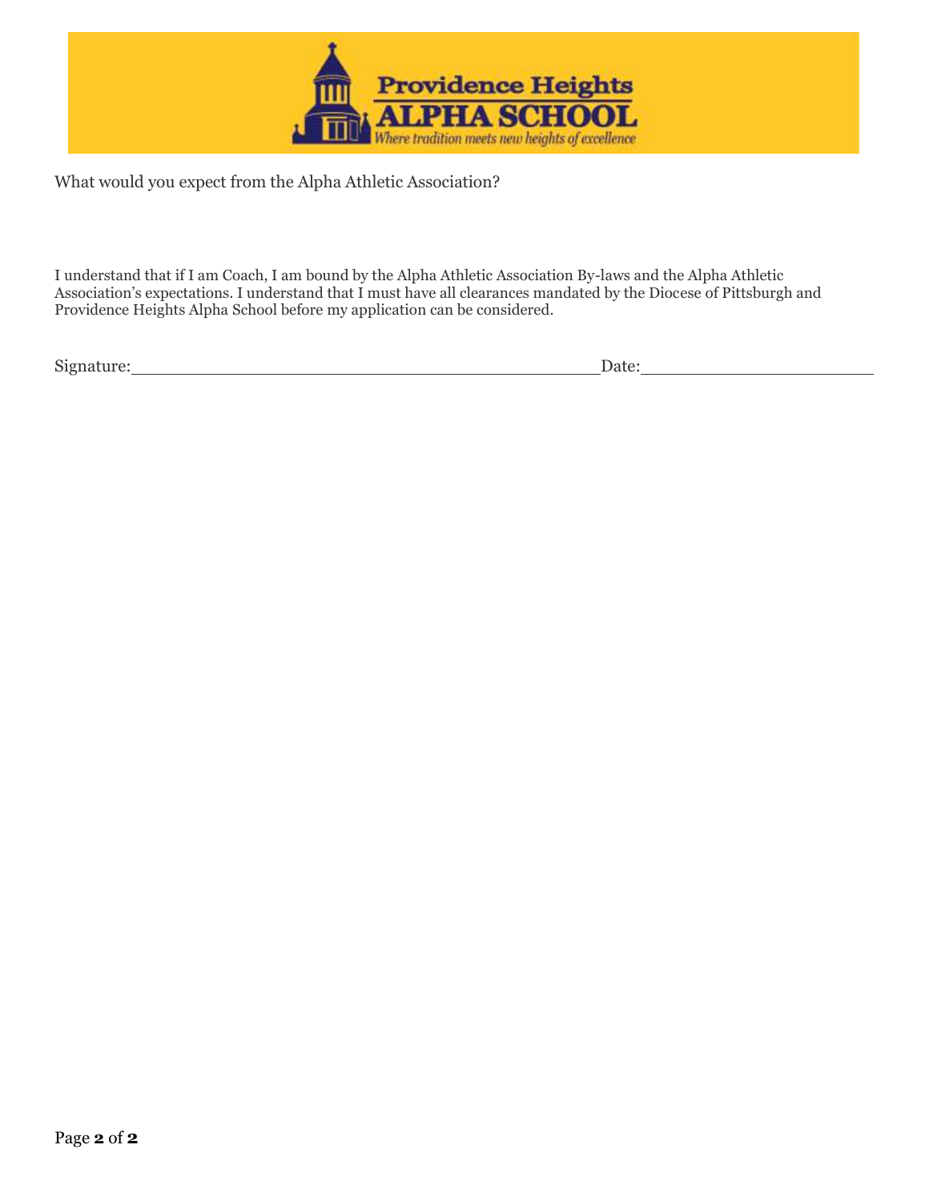What would you expect from the Alpha Athletic Association?

I understand that if I am Coach, I am bound by the Alpha Athletic Association By-laws and the Alpha Athletic Association's expectations. I understand that I must have all clearances mandated by the Diocese of Pittsburgh and Providence Heights Alpha School before my application can be considered.

Signature:\_\_\_\_\_\_\_\_\_\_\_\_\_\_\_\_\_\_\_\_\_\_\_\_\_\_\_\_\_\_\_\_\_\_\_\_\_\_\_\_Date:\_\_\_\_\_\_\_\_\_\_\_\_\_\_\_\_\_\_\_\_